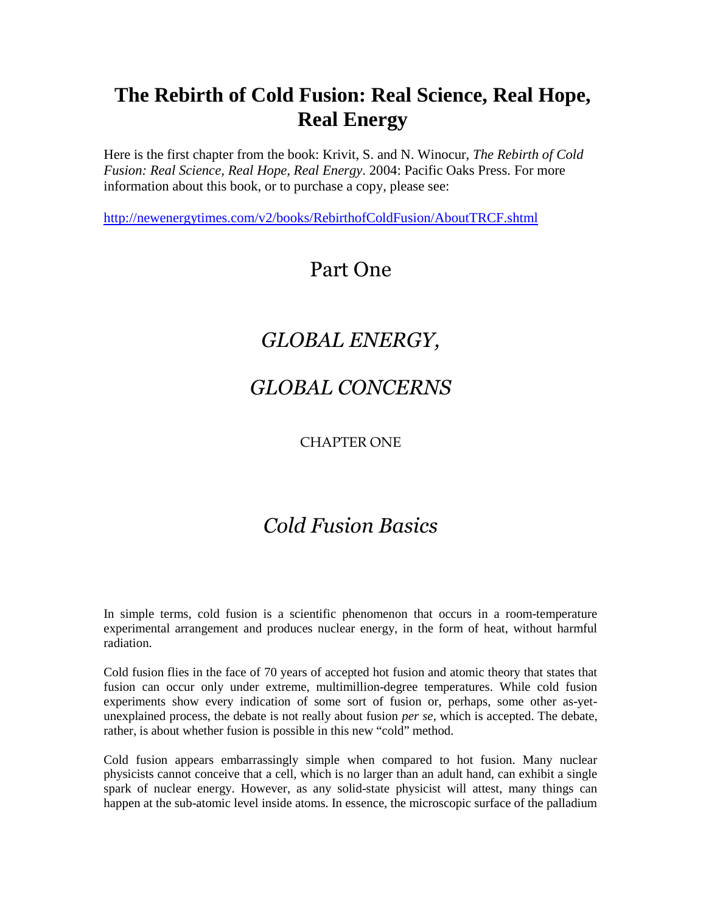# The Rebirth of Cold Fusion: Real Science, Real Hope, Real Energy

Here is the first chapter from the book: Krivit, S. and N. Winocur, *The Rebirth of Cold Fusion: Real Science, Real Hope, Real Energy*. 2004: Pacific Oaks Press. For more information about this book, or to purchase a copy, please see:

http://newenergytimes.com/v2/books/RebirthofColdFusion/AboutTRCF.shtml

## Part One

## *GLOBAL ENERGY,*

## *GLOBAL CONCERNS*

CHAPTER ONE

## *Cold Fusion Basics*

In simple terms, cold fusion is a scientific phenomenon that occurs in a room-temperature experimental arrangement and produces nuclear energy, in the form of heat, without harmful radiation.

Cold fusion flies in the face of 70 years of accepted hot fusion and atomic theory that states that fusion can occur only under extreme, multimillion-degree temperatures. While cold fusion experiments show every indication of some sort of fusion or, perhaps, some other as-yet-unexplained process, the debate is not really about fusion *per se*, which is accepted. The debate, rather, is about whether fusion is possible in this new "cold" method.

Cold fusion appears embarrassingly simple when compared to hot fusion. Many nuclear physicists cannot conceive that a cell, which is no larger than an adult hand, can exhibit a single spark of nuclear energy. However, as any solid-state physicist will attest, many things can happen at the sub-atomic level inside atoms. In essence, the microscopic surface of the palladium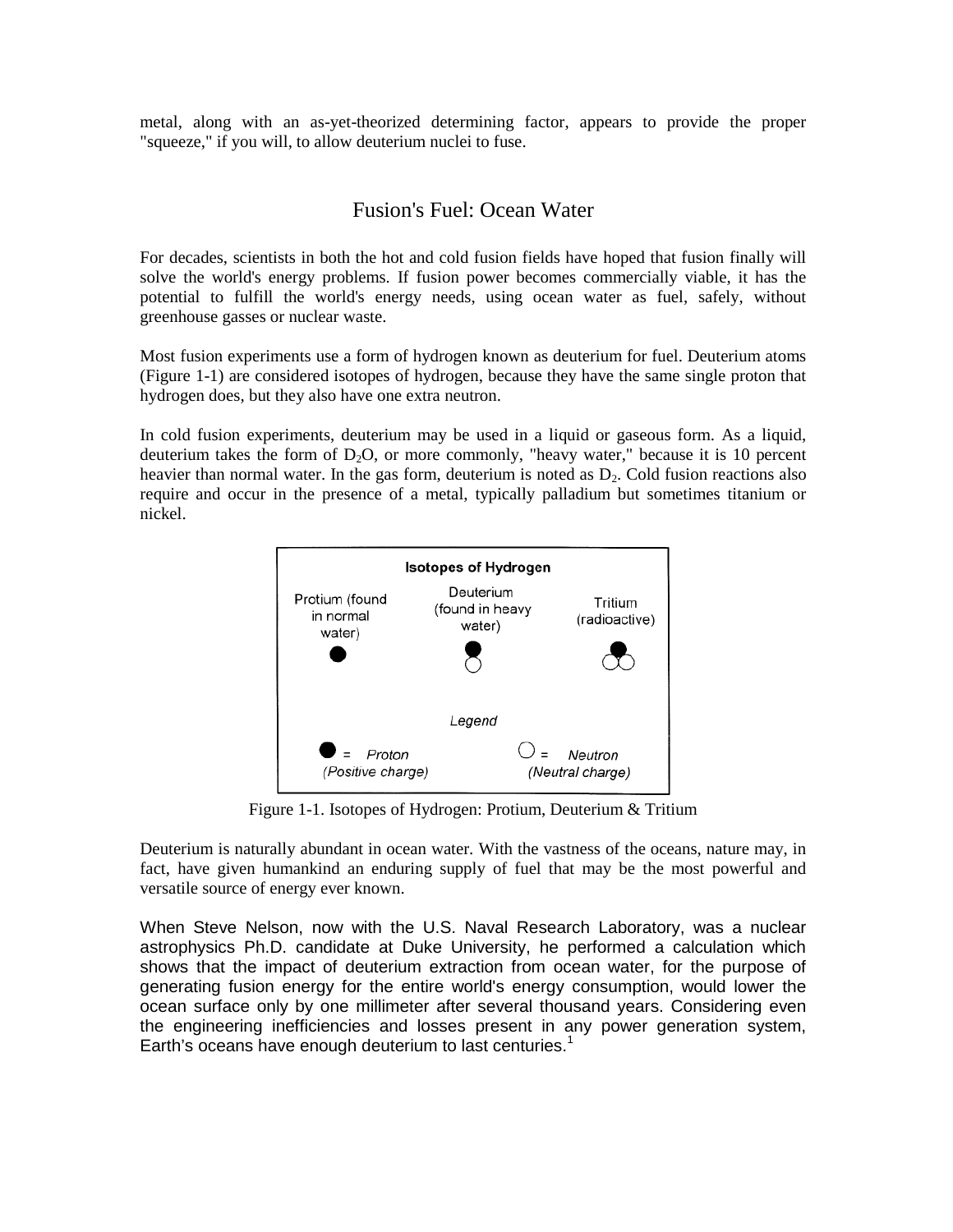metal, along with an as-yet-theorized determining factor, appears to provide the proper "squeeze," if you will, to allow deuterium nuclei to fuse.

## Fusion's Fuel: Ocean Water

For decades, scientists in both the hot and cold fusion fields have hoped that fusion finally will solve the world's energy problems. If fusion power becomes commercially viable, it has the potential to fulfill the world's energy needs, using ocean water as fuel, safely, without greenhouse gasses or nuclear waste.

Most fusion experiments use a form of hydrogen known as deuterium for fuel. Deuterium atoms (Figure 1-1) are considered isotopes of hydrogen, because they have the same single proton that hydrogen does, but they also have one extra neutron.

In cold fusion experiments, deuterium may be used in a liquid or gaseous form. As a liquid, deuterium takes the form of $D_2O$, or more commonly, "heavy water," because it is 10 percent heavier than normal water. In the gas form, deuterium is noted as $D_2$. Cold fusion reactions also require and occur in the presence of a metal, typically palladium but sometimes titanium or nickel.

**Isotopes of Hydrogen**

Protium (found in normal water) — Deuterium (found in heavy water) — Tritium (radioactive)

*Legend*

● = *Proton (Positive charge)* ○ = *Neutron (Neutral charge)*

Figure 1-1. Isotopes of Hydrogen: Protium, Deuterium & Tritium

Deuterium is naturally abundant in ocean water. With the vastness of the oceans, nature may, in fact, have given humankind an enduring supply of fuel that may be the most powerful and versatile source of energy ever known.

When Steve Nelson, now with the U.S. Naval Research Laboratory, was a nuclear astrophysics Ph.D. candidate at Duke University, he performed a calculation which shows that the impact of deuterium extraction from ocean water, for the purpose of generating fusion energy for the entire world's energy consumption, would lower the ocean surface only by one millimeter after several thousand years. Considering even the engineering inefficiencies and losses present in any power generation system, Earth's oceans have enough deuterium to last centuries.[1]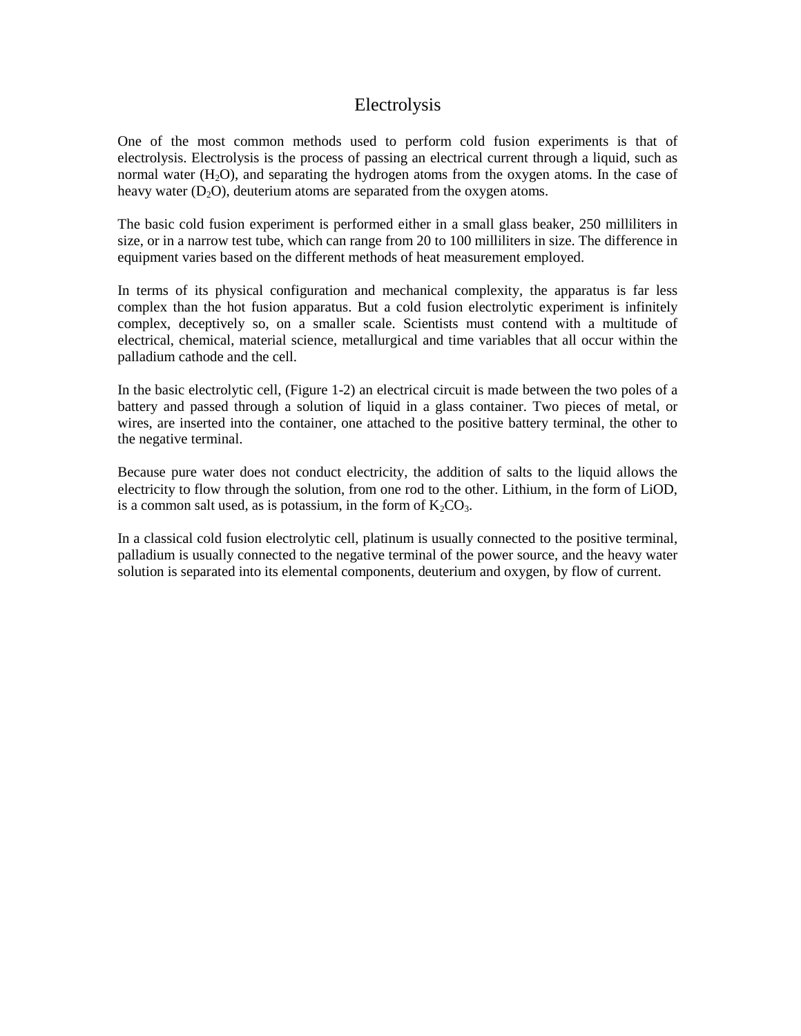# Electrolysis

One of the most common methods used to perform cold fusion experiments is that of electrolysis. Electrolysis is the process of passing an electrical current through a liquid, such as normal water ($H_2O$), and separating the hydrogen atoms from the oxygen atoms. In the case of heavy water ($D_2O$), deuterium atoms are separated from the oxygen atoms.

The basic cold fusion experiment is performed either in a small glass beaker, 250 milliliters in size, or in a narrow test tube, which can range from 20 to 100 milliliters in size. The difference in equipment varies based on the different methods of heat measurement employed.

In terms of its physical configuration and mechanical complexity, the apparatus is far less complex than the hot fusion apparatus. But a cold fusion electrolytic experiment is infinitely complex, deceptively so, on a smaller scale. Scientists must contend with a multitude of electrical, chemical, material science, metallurgical and time variables that all occur within the palladium cathode and the cell.

In the basic electrolytic cell, (Figure 1-2) an electrical circuit is made between the two poles of a battery and passed through a solution of liquid in a glass container. Two pieces of metal, or wires, are inserted into the container, one attached to the positive battery terminal, the other to the negative terminal.

Because pure water does not conduct electricity, the addition of salts to the liquid allows the electricity to flow through the solution, from one rod to the other. Lithium, in the form of LiOD, is a common salt used, as is potassium, in the form of $K_2CO_3$.

In a classical cold fusion electrolytic cell, platinum is usually connected to the positive terminal, palladium is usually connected to the negative terminal of the power source, and the heavy water solution is separated into its elemental components, deuterium and oxygen, by flow of current.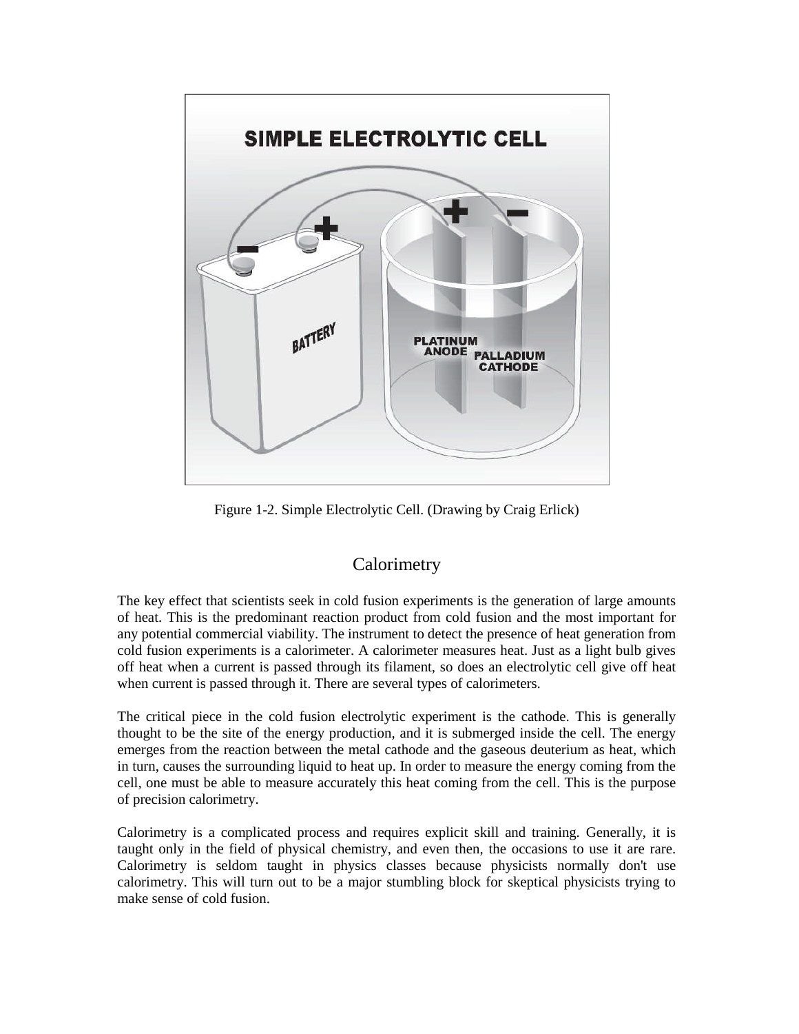Figure 1-2. Simple Electrolytic Cell. (Drawing by Craig Erlick)

## Calorimetry

The key effect that scientists seek in cold fusion experiments is the generation of large amounts of heat. This is the predominant reaction product from cold fusion and the most important for any potential commercial viability. The instrument to detect the presence of heat generation from cold fusion experiments is a calorimeter. A calorimeter measures heat. Just as a light bulb gives off heat when a current is passed through its filament, so does an electrolytic cell give off heat when current is passed through it. There are several types of calorimeters.

The critical piece in the cold fusion electrolytic experiment is the cathode. This is generally thought to be the site of the energy production, and it is submerged inside the cell. The energy emerges from the reaction between the metal cathode and the gaseous deuterium as heat, which in turn, causes the surrounding liquid to heat up. In order to measure the energy coming from the cell, one must be able to measure accurately this heat coming from the cell. This is the purpose of precision calorimetry.

Calorimetry is a complicated process and requires explicit skill and training. Generally, it is taught only in the field of physical chemistry, and even then, the occasions to use it are rare. Calorimetry is seldom taught in physics classes because physicists normally don't use calorimetry. This will turn out to be a major stumbling block for skeptical physicists trying to make sense of cold fusion.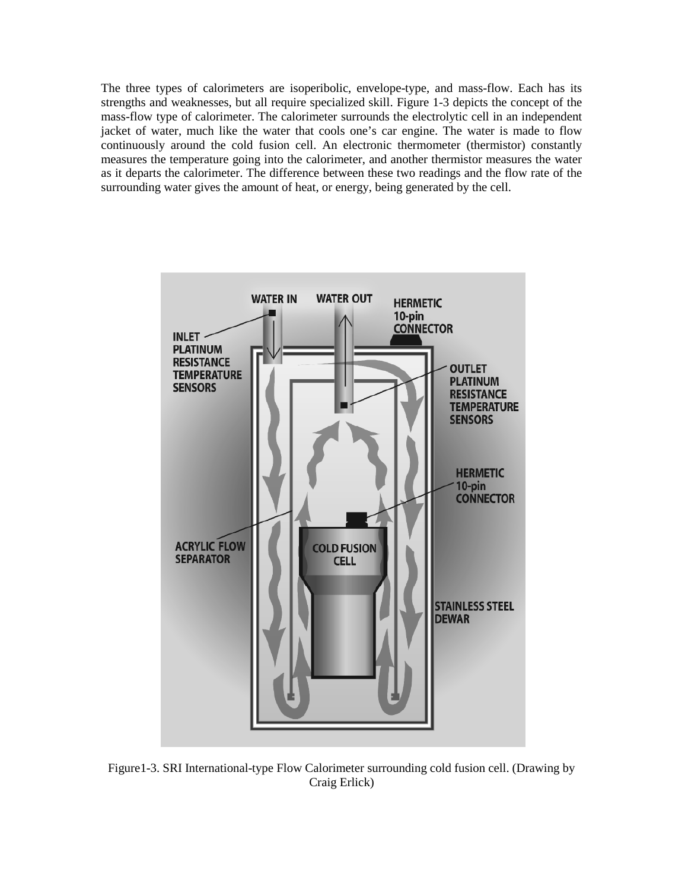The three types of calorimeters are isoperibolic, envelope-type, and mass-flow. Each has its strengths and weaknesses, but all require specialized skill. Figure 1-3 depicts the concept of the mass-flow type of calorimeter. The calorimeter surrounds the electrolytic cell in an independent jacket of water, much like the water that cools one's car engine. The water is made to flow continuously around the cold fusion cell. An electronic thermometer (thermistor) constantly measures the temperature going into the calorimeter, and another thermistor measures the water as it departs the calorimeter. The difference between these two readings and the flow rate of the surrounding water gives the amount of heat, or energy, being generated by the cell.

Figure1-3. SRI International-type Flow Calorimeter surrounding cold fusion cell. (Drawing by Craig Erlick)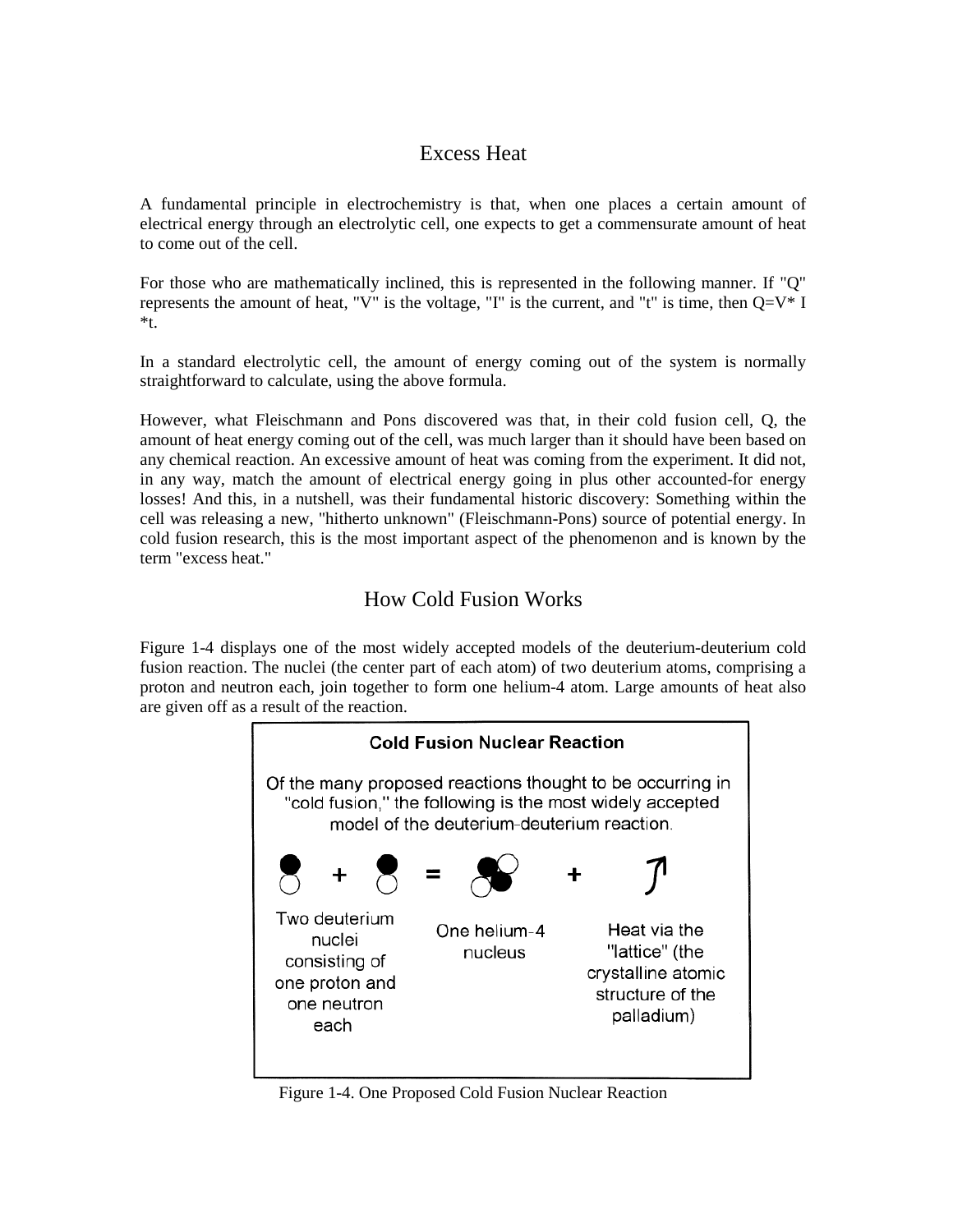## Excess Heat

A fundamental principle in electrochemistry is that, when one places a certain amount of electrical energy through an electrolytic cell, one expects to get a commensurate amount of heat to come out of the cell.

For those who are mathematically inclined, this is represented in the following manner. If "Q" represents the amount of heat, "V" is the voltage, "I" is the current, and "t" is time, then $Q=V*I*t$.

In a standard electrolytic cell, the amount of energy coming out of the system is normally straightforward to calculate, using the above formula.

However, what Fleischmann and Pons discovered was that, in their cold fusion cell, Q, the amount of heat energy coming out of the cell, was much larger than it should have been based on any chemical reaction. An excessive amount of heat was coming from the experiment. It did not, in any way, match the amount of electrical energy going in plus other accounted-for energy losses! And this, in a nutshell, was their fundamental historic discovery: Something within the cell was releasing a new, "hitherto unknown" (Fleischmann-Pons) source of potential energy. In cold fusion research, this is the most important aspect of the phenomenon and is known by the term "excess heat."

## How Cold Fusion Works

Figure 1-4 displays one of the most widely accepted models of the deuterium-deuterium cold fusion reaction. The nuclei (the center part of each atom) of two deuterium atoms, comprising a proton and neutron each, join together to form one helium-4 atom. Large amounts of heat also are given off as a result of the reaction.

**Cold Fusion Nuclear Reaction**

Of the many proposed reactions thought to be occurring in "cold fusion," the following is the most widely accepted model of the deuterium-deuterium reaction.

Two deuterium nuclei consisting of one proton and one neutron each + = One helium-4 nucleus + Heat via the "lattice" (the crystalline atomic structure of the palladium)

Figure 1-4. One Proposed Cold Fusion Nuclear Reaction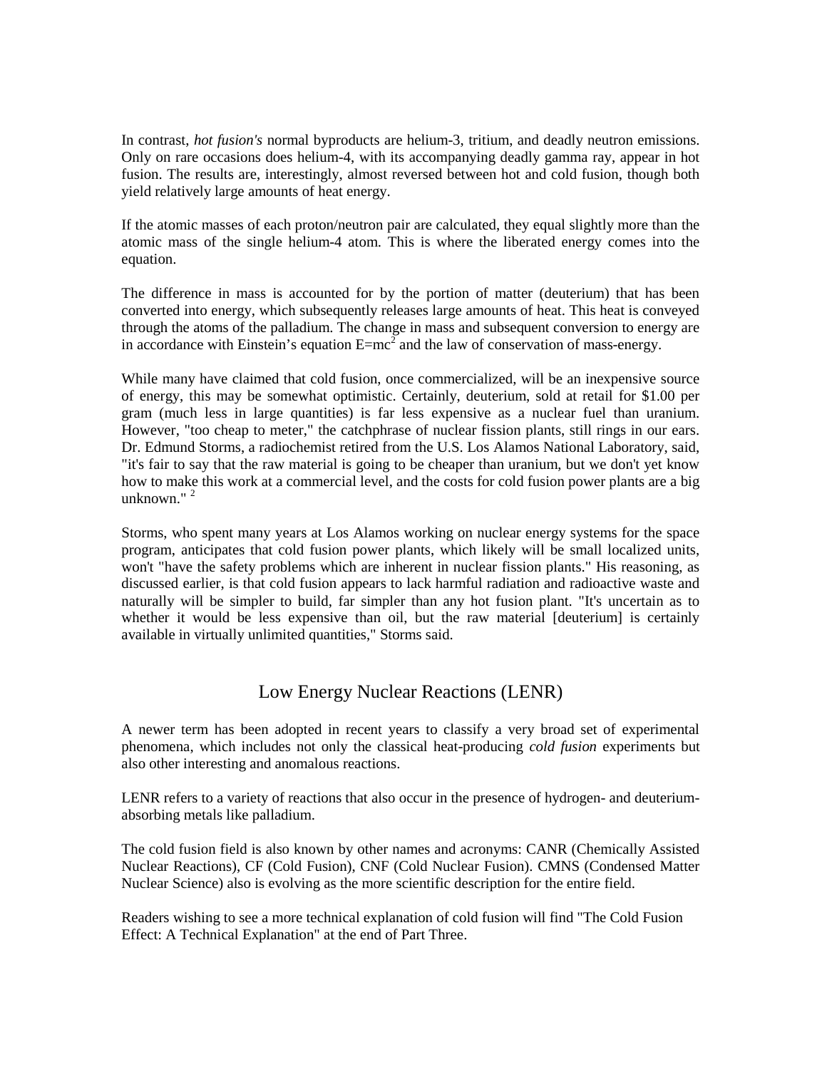In contrast, *hot fusion's* normal byproducts are helium-3, tritium, and deadly neutron emissions. Only on rare occasions does helium-4, with its accompanying deadly gamma ray, appear in hot fusion. The results are, interestingly, almost reversed between hot and cold fusion, though both yield relatively large amounts of heat energy.

If the atomic masses of each proton/neutron pair are calculated, they equal slightly more than the atomic mass of the single helium-4 atom. This is where the liberated energy comes into the equation.

The difference in mass is accounted for by the portion of matter (deuterium) that has been converted into energy, which subsequently releases large amounts of heat. This heat is conveyed through the atoms of the palladium. The change in mass and subsequent conversion to energy are in accordance with Einstein's equation $E=mc^2$ and the law of conservation of mass-energy.

While many have claimed that cold fusion, once commercialized, will be an inexpensive source of energy, this may be somewhat optimistic. Certainly, deuterium, sold at retail for $1.00 per gram (much less in large quantities) is far less expensive as a nuclear fuel than uranium. However, "too cheap to meter," the catchphrase of nuclear fission plants, still rings in our ears. Dr. Edmund Storms, a radiochemist retired from the U.S. Los Alamos National Laboratory, said, "it's fair to say that the raw material is going to be cheaper than uranium, but we don't yet know how to make this work at a commercial level, and the costs for cold fusion power plants are a big unknown." [2]

Storms, who spent many years at Los Alamos working on nuclear energy systems for the space program, anticipates that cold fusion power plants, which likely will be small localized units, won't "have the safety problems which are inherent in nuclear fission plants." His reasoning, as discussed earlier, is that cold fusion appears to lack harmful radiation and radioactive waste and naturally will be simpler to build, far simpler than any hot fusion plant. "It's uncertain as to whether it would be less expensive than oil, but the raw material [deuterium] is certainly available in virtually unlimited quantities," Storms said.

## Low Energy Nuclear Reactions (LENR)

A newer term has been adopted in recent years to classify a very broad set of experimental phenomena, which includes not only the classical heat-producing *cold fusion* experiments but also other interesting and anomalous reactions.

LENR refers to a variety of reactions that also occur in the presence of hydrogen- and deuterium-absorbing metals like palladium.

The cold fusion field is also known by other names and acronyms: CANR (Chemically Assisted Nuclear Reactions), CF (Cold Fusion), CNF (Cold Nuclear Fusion). CMNS (Condensed Matter Nuclear Science) also is evolving as the more scientific description for the entire field.

Readers wishing to see a more technical explanation of cold fusion will find "The Cold Fusion Effect: A Technical Explanation" at the end of Part Three.